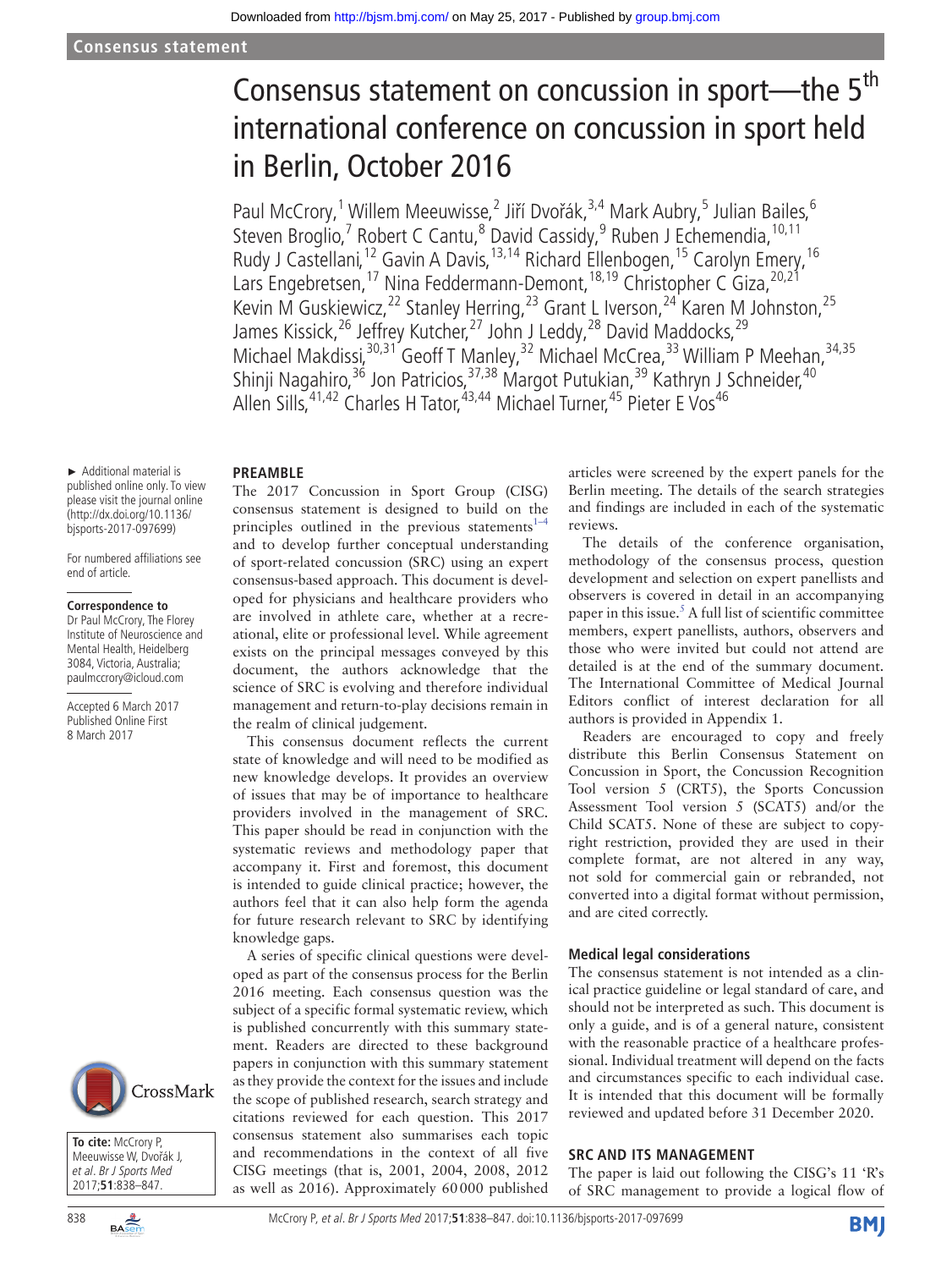# Consensus statement on concussion in sport—the 5th international conference on concussion in sport held in Berlin, October 2016

Paul McCrory,[1] Willem Meeuwisse,[2] Jiří Dvořák,[3,4] Mark Aubry,[5] Julian Bailes,[6] Steven Broglio,[7] Robert C Cantu,[8] David Cassidy,[9] Ruben J Echemendia,[10,11] Rudy J Castellani,[12] Gavin A Davis,[13,14] Richard Ellenbogen,[15] Carolyn Emery,[16] Lars Engebretsen,[17] Nina Feddermann-Demont,[18,19] Christopher C Giza,[20,21] Kevin M Guskiewicz,[22] Stanley Herring,[23] Grant L Iverson,[24] Karen M Johnston,[25] James Kissick,[26] Jeffrey Kutcher,[27] John J Leddy,[28] David Maddocks,[29] Michael Makdissi,[30,31] Geoff T Manley,[32] Michael McCrea,[33] William P Meehan,[34,35] Shinji Nagahiro,[36] Jon Patricios,[37,38] Margot Putukian,[39] Kathryn J Schneider,[40] Allen Sills,[41,42] Charles H Tator,[43,44] Michael Turner,[45] Pieter E Vos[46]

► Additional material is published online only. To view please visit the journal online (http://dx.doi.org/10.1136/bjsports-2017-097699)

For numbered affiliations see end of article.

**Correspondence to**
Dr Paul McCrory, The Florey Institute of Neuroscience and Mental Health, Heidelberg 3084, Victoria, Australia; paulmccrory@icloud.com

Accepted 6 March 2017
Published Online First 8 March 2017

**To cite:** McCrory P, Meeuwisse W, Dvořák J, *et al. Br J Sports Med* 2017;**51**:838–847.

## PREAMBLE

The 2017 Concussion in Sport Group (CISG) consensus statement is designed to build on the principles outlined in the previous statements[1–4] and to develop further conceptual understanding of sport-related concussion (SRC) using an expert consensus-based approach. This document is developed for physicians and healthcare providers who are involved in athlete care, whether at a recreational, elite or professional level. While agreement exists on the principal messages conveyed by this document, the authors acknowledge that the science of SRC is evolving and therefore individual management and return-to-play decisions remain in the realm of clinical judgement.

This consensus document reflects the current state of knowledge and will need to be modified as new knowledge develops. It provides an overview of issues that may be of importance to healthcare providers involved in the management of SRC. This paper should be read in conjunction with the systematic reviews and methodology paper that accompany it. First and foremost, this document is intended to guide clinical practice; however, the authors feel that it can also help form the agenda for future research relevant to SRC by identifying knowledge gaps.

A series of specific clinical questions were developed as part of the consensus process for the Berlin 2016 meeting. Each consensus question was the subject of a specific formal systematic review, which is published concurrently with this summary statement. Readers are directed to these background papers in conjunction with this summary statement as they provide the context for the issues and include the scope of published research, search strategy and citations reviewed for each question. This 2017 consensus statement also summarises each topic and recommendations in the context of all five CISG meetings (that is, 2001, 2004, 2008, 2012 as well as 2016). Approximately 60 000 published articles were screened by the expert panels for the Berlin meeting. The details of the search strategies and findings are included in each of the systematic reviews.

The details of the conference organisation, methodology of the consensus process, question development and selection on expert panellists and observers is covered in detail in an accompanying paper in this issue.[5] A full list of scientific committee members, expert panellists, authors, observers and those who were invited but could not attend are detailed is at the end of the summary document. The International Committee of Medical Journal Editors conflict of interest declaration for all authors is provided in Appendix 1.

Readers are encouraged to copy and freely distribute this Berlin Consensus Statement on Concussion in Sport, the Concussion Recognition Tool version 5 (CRT5), the Sports Concussion Assessment Tool version 5 (SCAT5) and/or the Child SCAT5. None of these are subject to copyright restriction, provided they are used in their complete format, are not altered in any way, not sold for commercial gain or rebranded, not converted into a digital format without permission, and are cited correctly.

### Medical legal considerations

The consensus statement is not intended as a clinical practice guideline or legal standard of care, and should not be interpreted as such. This document is only a guide, and is of a general nature, consistent with the reasonable practice of a healthcare professional. Individual treatment will depend on the facts and circumstances specific to each individual case. It is intended that this document will be formally reviewed and updated before 31 December 2020.

## SRC AND ITS MANAGEMENT

The paper is laid out following the CISG's 11 'R's of SRC management to provide a logical flow of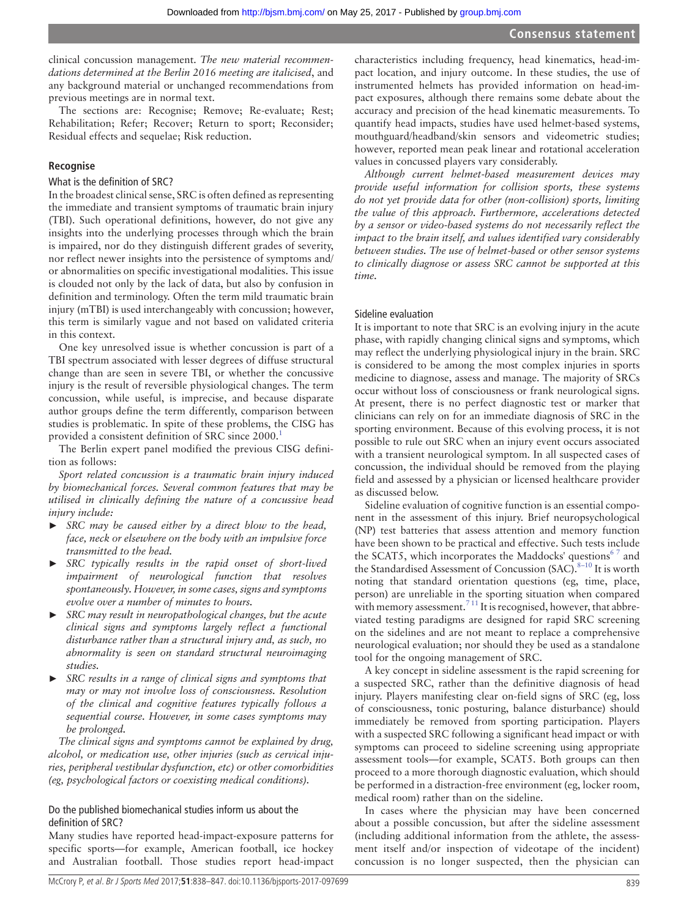clinical concussion management. *The new material recommendations determined at the Berlin 2016 meeting are italicised*, and any background material or unchanged recommendations from previous meetings are in normal text.

The sections are: Recognise; Remove; Re-evaluate; Rest; Rehabilitation; Refer; Recover; Return to sport; Reconsider; Residual effects and sequelae; Risk reduction.

## Recognise

### What is the definition of SRC?

In the broadest clinical sense, SRC is often defined as representing the immediate and transient symptoms of traumatic brain injury (TBI). Such operational definitions, however, do not give any insights into the underlying processes through which the brain is impaired, nor do they distinguish different grades of severity, nor reflect newer insights into the persistence of symptoms and/or abnormalities on specific investigational modalities. This issue is clouded not only by the lack of data, but also by confusion in definition and terminology. Often the term mild traumatic brain injury (mTBI) is used interchangeably with concussion; however, this term is similarly vague and not based on validated criteria in this context.

One key unresolved issue is whether concussion is part of a TBI spectrum associated with lesser degrees of diffuse structural change than are seen in severe TBI, or whether the concussive injury is the result of reversible physiological changes. The term concussion, while useful, is imprecise, and because disparate author groups define the term differently, comparison between studies is problematic. In spite of these problems, the CISG has provided a consistent definition of SRC since 2000.[1]

The Berlin expert panel modified the previous CISG definition as follows:

*Sport related concussion is a traumatic brain injury induced by biomechanical forces. Several common features that may be utilised in clinically defining the nature of a concussive head injury include:*

- *SRC may be caused either by a direct blow to the head, face, neck or elsewhere on the body with an impulsive force transmitted to the head.*
- *SRC typically results in the rapid onset of short-lived impairment of neurological function that resolves spontaneously. However, in some cases, signs and symptoms evolve over a number of minutes to hours.*
- *SRC may result in neuropathological changes, but the acute clinical signs and symptoms largely reflect a functional disturbance rather than a structural injury and, as such, no abnormality is seen on standard structural neuroimaging studies.*
- *SRC results in a range of clinical signs and symptoms that may or may not involve loss of consciousness. Resolution of the clinical and cognitive features typically follows a sequential course. However, in some cases symptoms may be prolonged.*

*The clinical signs and symptoms cannot be explained by drug, alcohol, or medication use, other injuries (such as cervical injuries, peripheral vestibular dysfunction, etc) or other comorbidities (eg, psychological factors or coexisting medical conditions).*

### Do the published biomechanical studies inform us about the definition of SRC?

Many studies have reported head-impact-exposure patterns for specific sports—for example, American football, ice hockey and Australian football. Those studies report head-impact characteristics including frequency, head kinematics, head-impact location, and injury outcome. In these studies, the use of instrumented helmets has provided information on head-impact exposures, although there remains some debate about the accuracy and precision of the head kinematic measurements. To quantify head impacts, studies have used helmet-based systems, mouthguard/headband/skin sensors and videometric studies; however, reported mean peak linear and rotational acceleration values in concussed players vary considerably.

*Although current helmet-based measurement devices may provide useful information for collision sports, these systems do not yet provide data for other (non-collision) sports, limiting the value of this approach. Furthermore, accelerations detected by a sensor or video-based systems do not necessarily reflect the impact to the brain itself, and values identified vary considerably between studies. The use of helmet-based or other sensor systems to clinically diagnose or assess SRC cannot be supported at this time.*

### Sideline evaluation

It is important to note that SRC is an evolving injury in the acute phase, with rapidly changing clinical signs and symptoms, which may reflect the underlying physiological injury in the brain. SRC is considered to be among the most complex injuries in sports medicine to diagnose, assess and manage. The majority of SRCs occur without loss of consciousness or frank neurological signs. At present, there is no perfect diagnostic test or marker that clinicians can rely on for an immediate diagnosis of SRC in the sporting environment. Because of this evolving process, it is not possible to rule out SRC when an injury event occurs associated with a transient neurological symptom. In all suspected cases of concussion, the individual should be removed from the playing field and assessed by a physician or licensed healthcare provider as discussed below.

Sideline evaluation of cognitive function is an essential component in the assessment of this injury. Brief neuropsychological (NP) test batteries that assess attention and memory function have been shown to be practical and effective. Such tests include the SCAT5, which incorporates the Maddocks' questions[6 7] and the Standardised Assessment of Concussion (SAC).[8–10] It is worth noting that standard orientation questions (eg, time, place, person) are unreliable in the sporting situation when compared with memory assessment.[7 11] It is recognised, however, that abbreviated testing paradigms are designed for rapid SRC screening on the sidelines and are not meant to replace a comprehensive neurological evaluation; nor should they be used as a standalone tool for the ongoing management of SRC.

A key concept in sideline assessment is the rapid screening for a suspected SRC, rather than the definitive diagnosis of head injury. Players manifesting clear on-field signs of SRC (eg, loss of consciousness, tonic posturing, balance disturbance) should immediately be removed from sporting participation. Players with a suspected SRC following a significant head impact or with symptoms can proceed to sideline screening using appropriate assessment tools—for example, SCAT5. Both groups can then proceed to a more thorough diagnostic evaluation, which should be performed in a distraction-free environment (eg, locker room, medical room) rather than on the sideline.

In cases where the physician may have been concerned about a possible concussion, but after the sideline assessment (including additional information from the athlete, the assessment itself and/or inspection of videotape of the incident) concussion is no longer suspected, then the physician can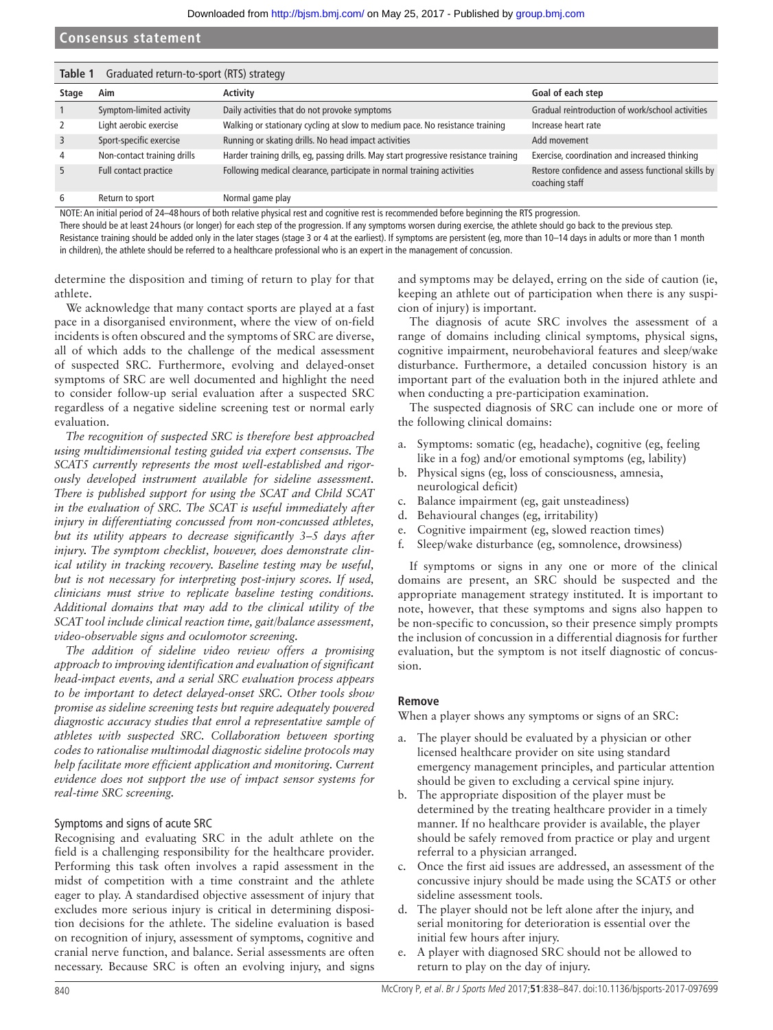**Table 1** Graduated return-to-sport (RTS) strategy

| Stage | Aim | Activity | Goal of each step |
|---|---|---|---|
| 1 | Symptom-limited activity | Daily activities that do not provoke symptoms | Gradual reintroduction of work/school activities |
| 2 | Light aerobic exercise | Walking or stationary cycling at slow to medium pace. No resistance training | Increase heart rate |
| 3 | Sport-specific exercise | Running or skating drills. No head impact activities | Add movement |
| 4 | Non-contact training drills | Harder training drills, eg, passing drills. May start progressive resistance training | Exercise, coordination and increased thinking |
| 5 | Full contact practice | Following medical clearance, participate in normal training activities | Restore confidence and assess functional skills by coaching staff |
| 6 | Return to sport | Normal game play | |

NOTE: An initial period of 24–48 hours of both relative physical rest and cognitive rest is recommended before beginning the RTS progression.
There should be at least 24 hours (or longer) for each step of the progression. If any symptoms worsen during exercise, the athlete should go back to the previous step.
Resistance training should be added only in the later stages (stage 3 or 4 at the earliest). If symptoms are persistent (eg, more than 10–14 days in adults or more than 1 month in children), the athlete should be referred to a healthcare professional who is an expert in the management of concussion.

determine the disposition and timing of return to play for that athlete.

We acknowledge that many contact sports are played at a fast pace in a disorganised environment, where the view of on-field incidents is often obscured and the symptoms of SRC are diverse, all of which adds to the challenge of the medical assessment of suspected SRC. Furthermore, evolving and delayed-onset symptoms of SRC are well documented and highlight the need to consider follow-up serial evaluation after a suspected SRC regardless of a negative sideline screening test or normal early evaluation.

*The recognition of suspected SRC is therefore best approached using multidimensional testing guided via expert consensus. The SCAT5 currently represents the most well-established and rigorously developed instrument available for sideline assessment. There is published support for using the SCAT and Child SCAT in the evaluation of SRC. The SCAT is useful immediately after injury in differentiating concussed from non-concussed athletes, but its utility appears to decrease significantly 3–5 days after injury. The symptom checklist, however, does demonstrate clinical utility in tracking recovery. Baseline testing may be useful, but is not necessary for interpreting post-injury scores. If used, clinicians must strive to replicate baseline testing conditions. Additional domains that may add to the clinical utility of the SCAT tool include clinical reaction time, gait/balance assessment, video-observable signs and oculomotor screening.*

*The addition of sideline video review offers a promising approach to improving identification and evaluation of significant head-impact events, and a serial SRC evaluation process appears to be important to detect delayed-onset SRC. Other tools show promise as sideline screening tests but require adequately powered diagnostic accuracy studies that enrol a representative sample of athletes with suspected SRC. Collaboration between sporting codes to rationalise multimodal diagnostic sideline protocols may help facilitate more efficient application and monitoring. Current evidence does not support the use of impact sensor systems for real-time SRC screening.*

### Symptoms and signs of acute SRC

Recognising and evaluating SRC in the adult athlete on the field is a challenging responsibility for the healthcare provider. Performing this task often involves a rapid assessment in the midst of competition with a time constraint and the athlete eager to play. A standardised objective assessment of injury that excludes more serious injury is critical in determining disposition decisions for the athlete. The sideline evaluation is based on recognition of injury, assessment of symptoms, cognitive and cranial nerve function, and balance. Serial assessments are often necessary. Because SRC is often an evolving injury, and signs and symptoms may be delayed, erring on the side of caution (ie, keeping an athlete out of participation when there is any suspicion of injury) is important.

The diagnosis of acute SRC involves the assessment of a range of domains including clinical symptoms, physical signs, cognitive impairment, neurobehavioral features and sleep/wake disturbance. Furthermore, a detailed concussion history is an important part of the evaluation both in the injured athlete and when conducting a pre-participation examination.

The suspected diagnosis of SRC can include one or more of the following clinical domains:

a. Symptoms: somatic (eg, headache), cognitive (eg, feeling like in a fog) and/or emotional symptoms (eg, lability)
b. Physical signs (eg, loss of consciousness, amnesia, neurological deficit)
c. Balance impairment (eg, gait unsteadiness)
d. Behavioural changes (eg, irritability)
e. Cognitive impairment (eg, slowed reaction times)
f. Sleep/wake disturbance (eg, somnolence, drowsiness)

If symptoms or signs in any one or more of the clinical domains are present, an SRC should be suspected and the appropriate management strategy instituted. It is important to note, however, that these symptoms and signs also happen to be non-specific to concussion, so their presence simply prompts the inclusion of concussion in a differential diagnosis for further evaluation, but the symptom is not itself diagnostic of concussion.

### Remove

When a player shows any symptoms or signs of an SRC:

a. The player should be evaluated by a physician or other licensed healthcare provider on site using standard emergency management principles, and particular attention should be given to excluding a cervical spine injury.
b. The appropriate disposition of the player must be determined by the treating healthcare provider in a timely manner. If no healthcare provider is available, the player should be safely removed from practice or play and urgent referral to a physician arranged.
c. Once the first aid issues are addressed, an assessment of the concussive injury should be made using the SCAT5 or other sideline assessment tools.
d. The player should not be left alone after the injury, and serial monitoring for deterioration is essential over the initial few hours after injury.
e. A player with diagnosed SRC should not be allowed to return to play on the day of injury.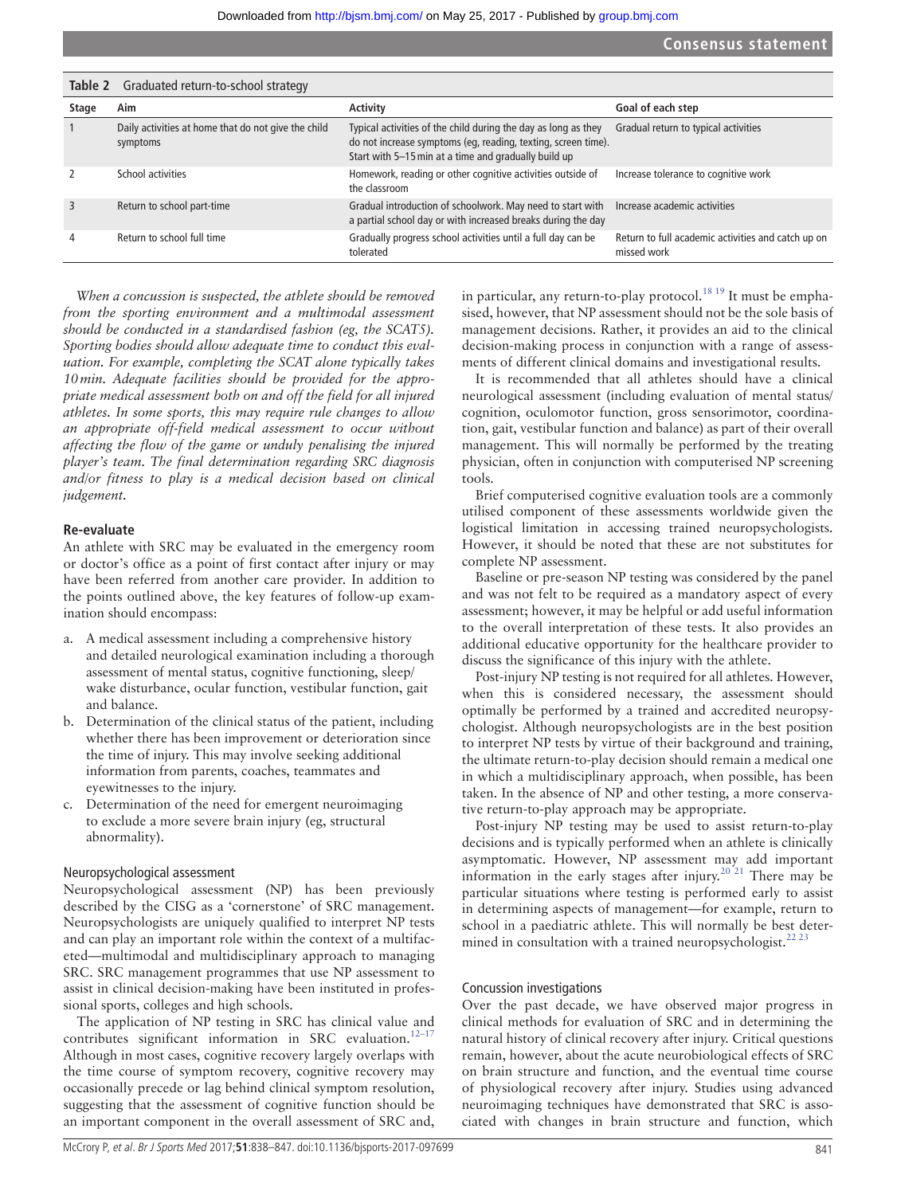**Table 2** Graduated return-to-school strategy

| Stage | Aim | Activity | Goal of each step |
|---|---|---|---|
| 1 | Daily activities at home that do not give the child symptoms | Typical activities of the child during the day as long as they do not increase symptoms (eg, reading, texting, screen time). Start with 5–15 min at a time and gradually build up | Gradual return to typical activities |
| 2 | School activities | Homework, reading or other cognitive activities outside of the classroom | Increase tolerance to cognitive work |
| 3 | Return to school part-time | Gradual introduction of schoolwork. May need to start with a partial school day or with increased breaks during the day | Increase academic activities |
| 4 | Return to school full time | Gradually progress school activities until a full day can be tolerated | Return to full academic activities and catch up on missed work |

*When a concussion is suspected, the athlete should be removed from the sporting environment and a multimodal assessment should be conducted in a standardised fashion (eg, the SCAT5). Sporting bodies should allow adequate time to conduct this evaluation. For example, completing the SCAT alone typically takes 10 min. Adequate facilities should be provided for the appropriate medical assessment both on and off the field for all injured athletes. In some sports, this may require rule changes to allow an appropriate off-field medical assessment to occur without affecting the flow of the game or unduly penalising the injured player's team. The final determination regarding SRC diagnosis and/or fitness to play is a medical decision based on clinical judgement.*

### Re-evaluate

An athlete with SRC may be evaluated in the emergency room or doctor's office as a point of first contact after injury or may have been referred from another care provider. In addition to the points outlined above, the key features of follow-up examination should encompass:

a. A medical assessment including a comprehensive history and detailed neurological examination including a thorough assessment of mental status, cognitive functioning, sleep/wake disturbance, ocular function, vestibular function, gait and balance.
b. Determination of the clinical status of the patient, including whether there has been improvement or deterioration since the time of injury. This may involve seeking additional information from parents, coaches, teammates and eyewitnesses to the injury.
c. Determination of the need for emergent neuroimaging to exclude a more severe brain injury (eg, structural abnormality).

#### Neuropsychological assessment

Neuropsychological assessment (NP) has been previously described by the CISG as a 'cornerstone' of SRC management. Neuropsychologists are uniquely qualified to interpret NP tests and can play an important role within the context of a multifaceted—multimodal and multidisciplinary approach to managing SRC. SRC management programmes that use NP assessment to assist in clinical decision-making have been instituted in professional sports, colleges and high schools.

The application of NP testing in SRC has clinical value and contributes significant information in SRC evaluation.[12–17] Although in most cases, cognitive recovery largely overlaps with the time course of symptom recovery, cognitive recovery may occasionally precede or lag behind clinical symptom resolution, suggesting that the assessment of cognitive function should be an important component in the overall assessment of SRC and, in particular, any return-to-play protocol.[18 19] It must be emphasised, however, that NP assessment should not be the sole basis of management decisions. Rather, it provides an aid to the clinical decision-making process in conjunction with a range of assessments of different clinical domains and investigational results.

It is recommended that all athletes should have a clinical neurological assessment (including evaluation of mental status/cognition, oculomotor function, gross sensorimotor, coordination, gait, vestibular function and balance) as part of their overall management. This will normally be performed by the treating physician, often in conjunction with computerised NP screening tools.

Brief computerised cognitive evaluation tools are a commonly utilised component of these assessments worldwide given the logistical limitation in accessing trained neuropsychologists. However, it should be noted that these are not substitutes for complete NP assessment.

Baseline or pre-season NP testing was considered by the panel and was not felt to be required as a mandatory aspect of every assessment; however, it may be helpful or add useful information to the overall interpretation of these tests. It also provides an additional educative opportunity for the healthcare provider to discuss the significance of this injury with the athlete.

Post-injury NP testing is not required for all athletes. However, when this is considered necessary, the assessment should optimally be performed by a trained and accredited neuropsychologist. Although neuropsychologists are in the best position to interpret NP tests by virtue of their background and training, the ultimate return-to-play decision should remain a medical one in which a multidisciplinary approach, when possible, has been taken. In the absence of NP and other testing, a more conservative return-to-play approach may be appropriate.

Post-injury NP testing may be used to assist return-to-play decisions and is typically performed when an athlete is clinically asymptomatic. However, NP assessment may add important information in the early stages after injury.[20 21] There may be particular situations where testing is performed early to assist in determining aspects of management—for example, return to school in a paediatric athlete. This will normally be best determined in consultation with a trained neuropsychologist.[22 23]

#### Concussion investigations

Over the past decade, we have observed major progress in clinical methods for evaluation of SRC and in determining the natural history of clinical recovery after injury. Critical questions remain, however, about the acute neurobiological effects of SRC on brain structure and function, and the eventual time course of physiological recovery after injury. Studies using advanced neuroimaging techniques have demonstrated that SRC is associated with changes in brain structure and function, which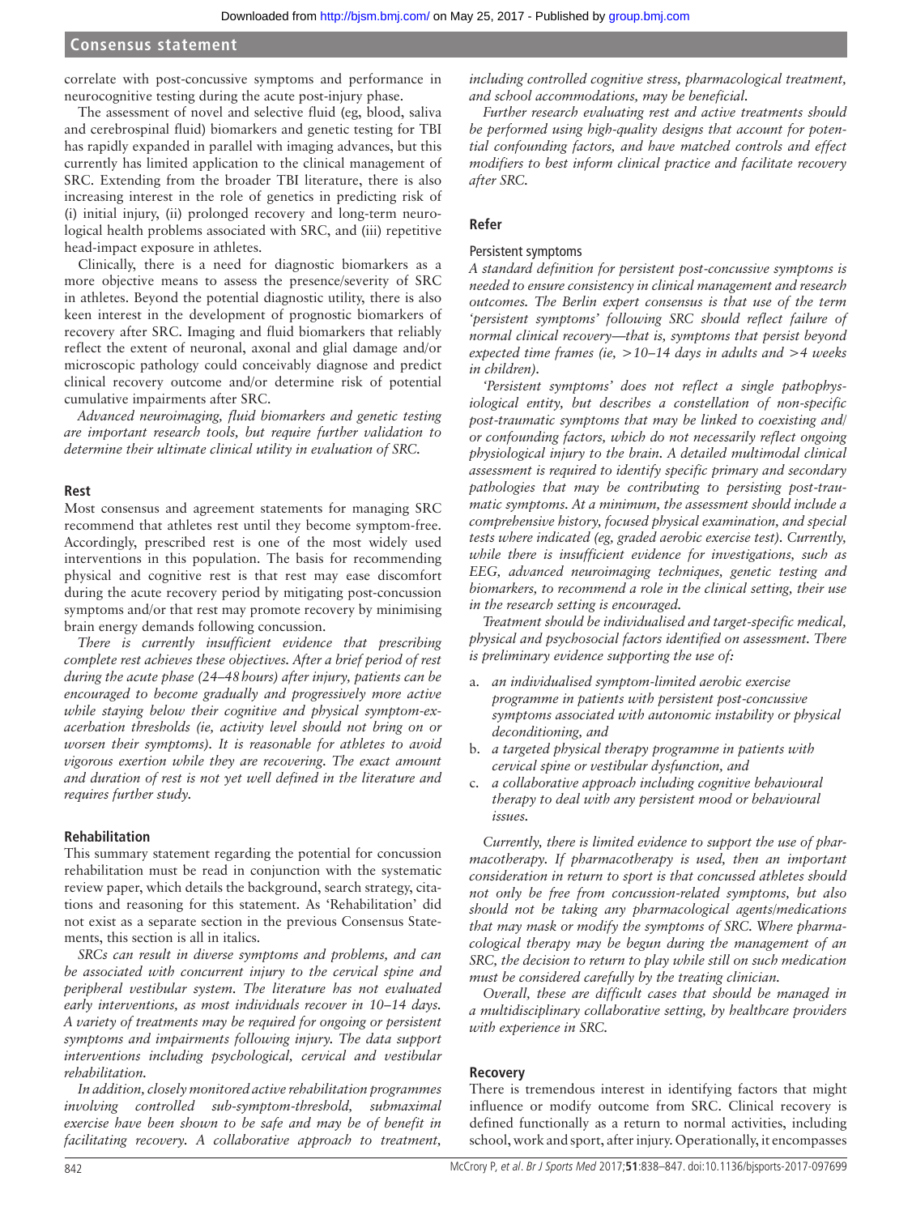correlate with post-concussive symptoms and performance in neurocognitive testing during the acute post-injury phase.

The assessment of novel and selective fluid (eg, blood, saliva and cerebrospinal fluid) biomarkers and genetic testing for TBI has rapidly expanded in parallel with imaging advances, but this currently has limited application to the clinical management of SRC. Extending from the broader TBI literature, there is also increasing interest in the role of genetics in predicting risk of (i) initial injury, (ii) prolonged recovery and long-term neurological health problems associated with SRC, and (iii) repetitive head-impact exposure in athletes.

Clinically, there is a need for diagnostic biomarkers as a more objective means to assess the presence/severity of SRC in athletes. Beyond the potential diagnostic utility, there is also keen interest in the development of prognostic biomarkers of recovery after SRC. Imaging and fluid biomarkers that reliably reflect the extent of neuronal, axonal and glial damage and/or microscopic pathology could conceivably diagnose and predict clinical recovery outcome and/or determine risk of potential cumulative impairments after SRC.

*Advanced neuroimaging, fluid biomarkers and genetic testing are important research tools, but require further validation to determine their ultimate clinical utility in evaluation of SRC.*

### Rest

Most consensus and agreement statements for managing SRC recommend that athletes rest until they become symptom-free. Accordingly, prescribed rest is one of the most widely used interventions in this population. The basis for recommending physical and cognitive rest is that rest may ease discomfort during the acute recovery period by mitigating post-concussion symptoms and/or that rest may promote recovery by minimising brain energy demands following concussion.

*There is currently insufficient evidence that prescribing complete rest achieves these objectives. After a brief period of rest during the acute phase (24–48 hours) after injury, patients can be encouraged to become gradually and progressively more active while staying below their cognitive and physical symptom-exacerbation thresholds (ie, activity level should not bring on or worsen their symptoms). It is reasonable for athletes to avoid vigorous exertion while they are recovering. The exact amount and duration of rest is not yet well defined in the literature and requires further study.*

### Rehabilitation

This summary statement regarding the potential for concussion rehabilitation must be read in conjunction with the systematic review paper, which details the background, search strategy, citations and reasoning for this statement. As 'Rehabilitation' did not exist as a separate section in the previous Consensus Statements, this section is all in italics.

*SRCs can result in diverse symptoms and problems, and can be associated with concurrent injury to the cervical spine and peripheral vestibular system. The literature has not evaluated early interventions, as most individuals recover in 10–14 days. A variety of treatments may be required for ongoing or persistent symptoms and impairments following injury. The data support interventions including psychological, cervical and vestibular rehabilitation.*

*In addition, closely monitored active rehabilitation programmes involving controlled sub-symptom-threshold, submaximal exercise have been shown to be safe and may be of benefit in facilitating recovery. A collaborative approach to treatment, including controlled cognitive stress, pharmacological treatment, and school accommodations, may be beneficial.*

*Further research evaluating rest and active treatments should be performed using high-quality designs that account for potential confounding factors, and have matched controls and effect modifiers to best inform clinical practice and facilitate recovery after SRC.*

### Refer

#### Persistent symptoms

*A standard definition for persistent post-concussive symptoms is needed to ensure consistency in clinical management and research outcomes. The Berlin expert consensus is that use of the term 'persistent symptoms' following SRC should reflect failure of normal clinical recovery—that is, symptoms that persist beyond expected time frames (ie, >10–14 days in adults and >4 weeks in children).*

*'Persistent symptoms' does not reflect a single pathophysiological entity, but describes a constellation of non-specific post-traumatic symptoms that may be linked to coexisting and/or confounding factors, which do not necessarily reflect ongoing physiological injury to the brain. A detailed multimodal clinical assessment is required to identify specific primary and secondary pathologies that may be contributing to persisting post-traumatic symptoms. At a minimum, the assessment should include a comprehensive history, focused physical examination, and special tests where indicated (eg, graded aerobic exercise test). Currently, while there is insufficient evidence for investigations, such as EEG, advanced neuroimaging techniques, genetic testing and biomarkers, to recommend a role in the clinical setting, their use in the research setting is encouraged.*

*Treatment should be individualised and target-specific medical, physical and psychosocial factors identified on assessment. There is preliminary evidence supporting the use of:*

a. *an individualised symptom-limited aerobic exercise programme in patients with persistent post-concussive symptoms associated with autonomic instability or physical deconditioning, and*
b. *a targeted physical therapy programme in patients with cervical spine or vestibular dysfunction, and*
c. *a collaborative approach including cognitive behavioural therapy to deal with any persistent mood or behavioural issues.*

*Currently, there is limited evidence to support the use of pharmacotherapy. If pharmacotherapy is used, then an important consideration in return to sport is that concussed athletes should not only be free from concussion-related symptoms, but also should not be taking any pharmacological agents/medications that may mask or modify the symptoms of SRC. Where pharmacological therapy may be begun during the management of an SRC, the decision to return to play while still on such medication must be considered carefully by the treating clinician.*

*Overall, these are difficult cases that should be managed in a multidisciplinary collaborative setting, by healthcare providers with experience in SRC.*

### Recovery

There is tremendous interest in identifying factors that might influence or modify outcome from SRC. Clinical recovery is defined functionally as a return to normal activities, including school, work and sport, after injury. Operationally, it encompasses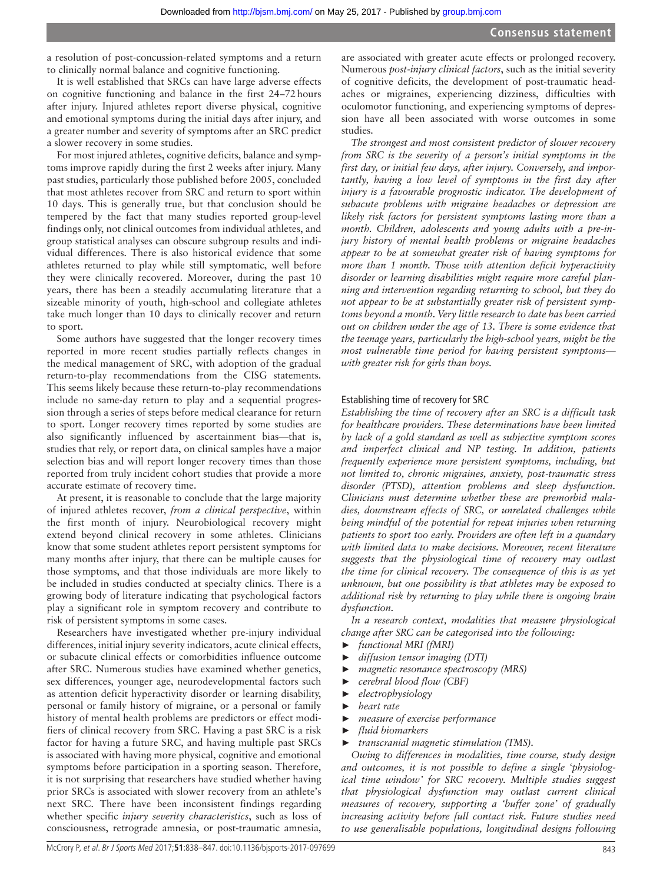a resolution of post-concussion-related symptoms and a return to clinically normal balance and cognitive functioning.

It is well established that SRCs can have large adverse effects on cognitive functioning and balance in the first 24–72 hours after injury. Injured athletes report diverse physical, cognitive and emotional symptoms during the initial days after injury, and a greater number and severity of symptoms after an SRC predict a slower recovery in some studies.

For most injured athletes, cognitive deficits, balance and symptoms improve rapidly during the first 2 weeks after injury. Many past studies, particularly those published before 2005, concluded that most athletes recover from SRC and return to sport within 10 days. This is generally true, but that conclusion should be tempered by the fact that many studies reported group-level findings only, not clinical outcomes from individual athletes, and group statistical analyses can obscure subgroup results and individual differences. There is also historical evidence that some athletes returned to play while still symptomatic, well before they were clinically recovered. Moreover, during the past 10 years, there has been a steadily accumulating literature that a sizeable minority of youth, high-school and collegiate athletes take much longer than 10 days to clinically recover and return to sport.

Some authors have suggested that the longer recovery times reported in more recent studies partially reflects changes in the medical management of SRC, with adoption of the gradual return-to-play recommendations from the CISG statements. This seems likely because these return-to-play recommendations include no same-day return to play and a sequential progression through a series of steps before medical clearance for return to sport. Longer recovery times reported by some studies are also significantly influenced by ascertainment bias—that is, studies that rely, or report data, on clinical samples have a major selection bias and will report longer recovery times than those reported from truly incident cohort studies that provide a more accurate estimate of recovery time.

At present, it is reasonable to conclude that the large majority of injured athletes recover, *from a clinical perspective*, within the first month of injury. Neurobiological recovery might extend beyond clinical recovery in some athletes. Clinicians know that some student athletes report persistent symptoms for many months after injury, that there can be multiple causes for those symptoms, and that those individuals are more likely to be included in studies conducted at specialty clinics. There is a growing body of literature indicating that psychological factors play a significant role in symptom recovery and contribute to risk of persistent symptoms in some cases.

Researchers have investigated whether pre-injury individual differences, initial injury severity indicators, acute clinical effects, or subacute clinical effects or comorbidities influence outcome after SRC. Numerous studies have examined whether genetics, sex differences, younger age, neurodevelopmental factors such as attention deficit hyperactivity disorder or learning disability, personal or family history of migraine, or a personal or family history of mental health problems are predictors or effect modifiers of clinical recovery from SRC. Having a past SRC is a risk factor for having a future SRC, and having multiple past SRCs is associated with having more physical, cognitive and emotional symptoms before participation in a sporting season. Therefore, it is not surprising that researchers have studied whether having prior SRCs is associated with slower recovery from an athlete's next SRC. There have been inconsistent findings regarding whether specific *injury severity characteristics*, such as loss of consciousness, retrograde amnesia, or post-traumatic amnesia, are associated with greater acute effects or prolonged recovery. Numerous *post-injury clinical factors*, such as the initial severity of cognitive deficits, the development of post-traumatic headaches or migraines, experiencing dizziness, difficulties with oculomotor functioning, and experiencing symptoms of depression have all been associated with worse outcomes in some studies.

*The strongest and most consistent predictor of slower recovery from SRC is the severity of a person's initial symptoms in the first day, or initial few days, after injury. Conversely, and importantly, having a low level of symptoms in the first day after injury is a favourable prognostic indicator. The development of subacute problems with migraine headaches or depression are likely risk factors for persistent symptoms lasting more than a month. Children, adolescents and young adults with a pre-injury history of mental health problems or migraine headaches appear to be at somewhat greater risk of having symptoms for more than 1 month. Those with attention deficit hyperactivity disorder or learning disabilities might require more careful planning and intervention regarding returning to school, but they do not appear to be at substantially greater risk of persistent symptoms beyond a month. Very little research to date has been carried out on children under the age of 13. There is some evidence that the teenage years, particularly the high-school years, might be the most vulnerable time period for having persistent symptoms—with greater risk for girls than boys.*

## Establishing time of recovery for SRC

*Establishing the time of recovery after an SRC is a difficult task for healthcare providers. These determinations have been limited by lack of a gold standard as well as subjective symptom scores and imperfect clinical and NP testing. In addition, patients frequently experience more persistent symptoms, including, but not limited to, chronic migraines, anxiety, post-traumatic stress disorder (PTSD), attention problems and sleep dysfunction. Clinicians must determine whether these are premorbid maladies, downstream effects of SRC, or unrelated challenges while being mindful of the potential for repeat injuries when returning patients to sport too early. Providers are often left in a quandary with limited data to make decisions. Moreover, recent literature suggests that the physiological time of recovery may outlast the time for clinical recovery. The consequence of this is as yet unknown, but one possibility is that athletes may be exposed to additional risk by returning to play while there is ongoing brain dysfunction.*

*In a research context, modalities that measure physiological change after SRC can be categorised into the following:*

- *functional MRI (fMRI)*
- *diffusion tensor imaging (DTI)*
- *magnetic resonance spectroscopy (MRS)*
- *cerebral blood flow (CBF)*
- *electrophysiology*
- *heart rate*
- *measure of exercise performance*
- *fluid biomarkers*
- *transcranial magnetic stimulation (TMS).*

*Owing to differences in modalities, time course, study design and outcomes, it is not possible to define a single 'physiological time window' for SRC recovery. Multiple studies suggest that physiological dysfunction may outlast current clinical measures of recovery, supporting a 'buffer zone' of gradually increasing activity before full contact risk. Future studies need to use generalisable populations, longitudinal designs following*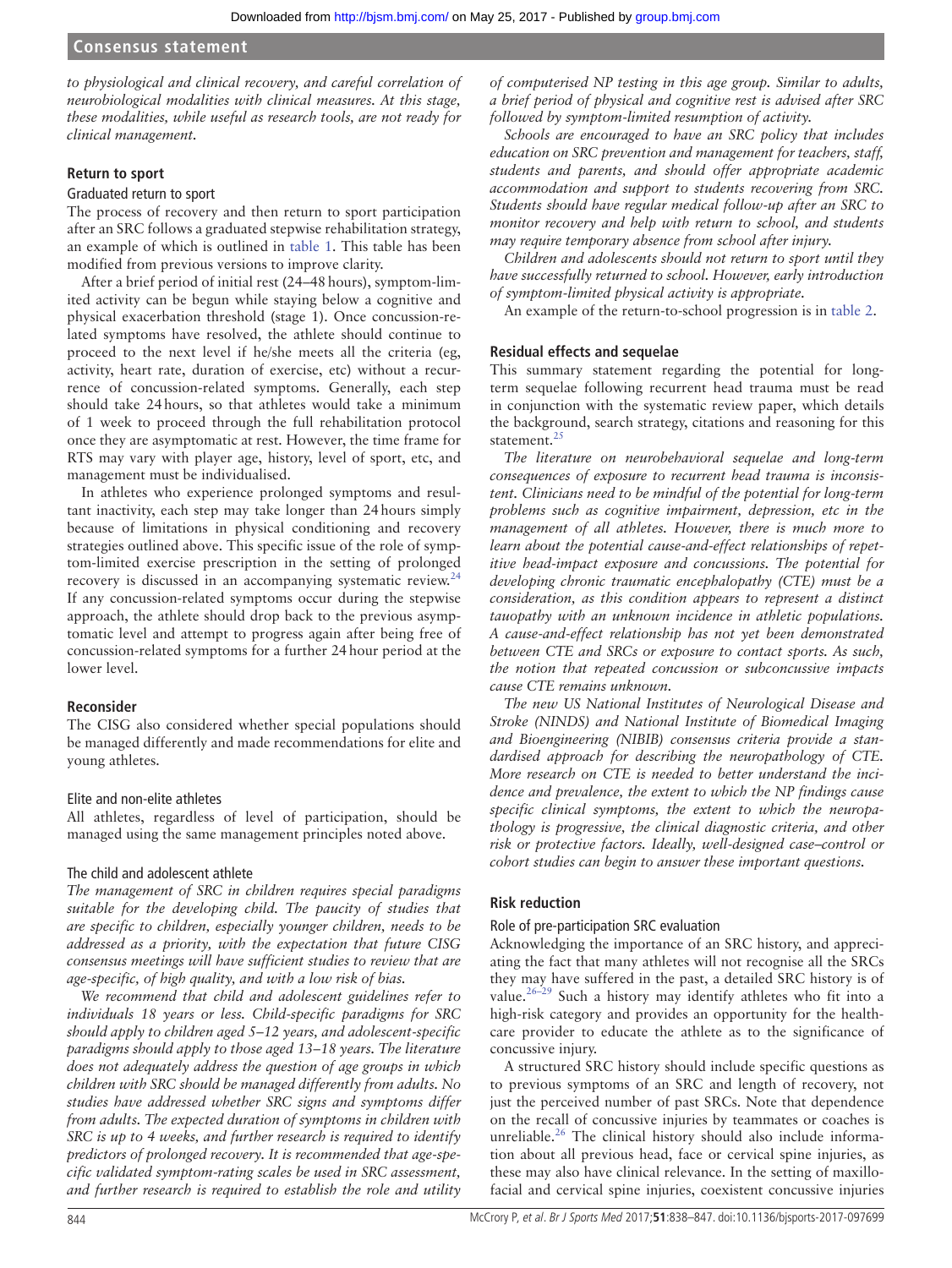*to physiological and clinical recovery, and careful correlation of neurobiological modalities with clinical measures. At this stage, these modalities, while useful as research tools, are not ready for clinical management.*

## Return to sport

### Graduated return to sport

The process of recovery and then return to sport participation after an SRC follows a graduated stepwise rehabilitation strategy, an example of which is outlined in table 1. This table has been modified from previous versions to improve clarity.

After a brief period of initial rest (24–48 hours), symptom-limited activity can be begun while staying below a cognitive and physical exacerbation threshold (stage 1). Once concussion-related symptoms have resolved, the athlete should continue to proceed to the next level if he/she meets all the criteria (eg, activity, heart rate, duration of exercise, etc) without a recurrence of concussion-related symptoms. Generally, each step should take 24 hours, so that athletes would take a minimum of 1 week to proceed through the full rehabilitation protocol once they are asymptomatic at rest. However, the time frame for RTS may vary with player age, history, level of sport, etc, and management must be individualised.

In athletes who experience prolonged symptoms and resultant inactivity, each step may take longer than 24 hours simply because of limitations in physical conditioning and recovery strategies outlined above. This specific issue of the role of symptom-limited exercise prescription in the setting of prolonged recovery is discussed in an accompanying systematic review.[24] If any concussion-related symptoms occur during the stepwise approach, the athlete should drop back to the previous asymptomatic level and attempt to progress again after being free of concussion-related symptoms for a further 24 hour period at the lower level.

## Reconsider

The CISG also considered whether special populations should be managed differently and made recommendations for elite and young athletes.

### Elite and non-elite athletes

All athletes, regardless of level of participation, should be managed using the same management principles noted above.

### The child and adolescent athlete

*The management of SRC in children requires special paradigms suitable for the developing child. The paucity of studies that are specific to children, especially younger children, needs to be addressed as a priority, with the expectation that future CISG consensus meetings will have sufficient studies to review that are age-specific, of high quality, and with a low risk of bias.*

*We recommend that child and adolescent guidelines refer to individuals 18 years or less. Child-specific paradigms for SRC should apply to children aged 5–12 years, and adolescent-specific paradigms should apply to those aged 13–18 years. The literature does not adequately address the question of age groups in which children with SRC should be managed differently from adults. No studies have addressed whether SRC signs and symptoms differ from adults. The expected duration of symptoms in children with SRC is up to 4 weeks, and further research is required to identify predictors of prolonged recovery. It is recommended that age-specific validated symptom-rating scales be used in SRC assessment, and further research is required to establish the role and utility of computerised NP testing in this age group. Similar to adults, a brief period of physical and cognitive rest is advised after SRC followed by symptom-limited resumption of activity.*

*Schools are encouraged to have an SRC policy that includes education on SRC prevention and management for teachers, staff, students and parents, and should offer appropriate academic accommodation and support to students recovering from SRC. Students should have regular medical follow-up after an SRC to monitor recovery and help with return to school, and students may require temporary absence from school after injury.*

*Children and adolescents should not return to sport until they have successfully returned to school. However, early introduction of symptom-limited physical activity is appropriate.*

An example of the return-to-school progression is in table 2.

## Residual effects and sequelae

This summary statement regarding the potential for long-term sequelae following recurrent head trauma must be read in conjunction with the systematic review paper, which details the background, search strategy, citations and reasoning for this statement.[25]

*The literature on neurobehavioral sequelae and long-term consequences of exposure to recurrent head trauma is inconsistent. Clinicians need to be mindful of the potential for long-term problems such as cognitive impairment, depression, etc in the management of all athletes. However, there is much more to learn about the potential cause-and-effect relationships of repetitive head-impact exposure and concussions. The potential for developing chronic traumatic encephalopathy (CTE) must be a consideration, as this condition appears to represent a distinct tauopathy with an unknown incidence in athletic populations. A cause-and-effect relationship has not yet been demonstrated between CTE and SRCs or exposure to contact sports. As such, the notion that repeated concussion or subconcussive impacts cause CTE remains unknown.*

*The new US National Institutes of Neurological Disease and Stroke (NINDS) and National Institute of Biomedical Imaging and Bioengineering (NIBIB) consensus criteria provide a standardised approach for describing the neuropathology of CTE. More research on CTE is needed to better understand the incidence and prevalence, the extent to which the NP findings cause specific clinical symptoms, the extent to which the neuropathology is progressive, the clinical diagnostic criteria, and other risk or protective factors. Ideally, well-designed case–control or cohort studies can begin to answer these important questions.*

## Risk reduction

### Role of pre-participation SRC evaluation

Acknowledging the importance of an SRC history, and appreciating the fact that many athletes will not recognise all the SRCs they may have suffered in the past, a detailed SRC history is of value.[26–29] Such a history may identify athletes who fit into a high-risk category and provides an opportunity for the healthcare provider to educate the athlete as to the significance of concussive injury.

A structured SRC history should include specific questions as to previous symptoms of an SRC and length of recovery, not just the perceived number of past SRCs. Note that dependence on the recall of concussive injuries by teammates or coaches is unreliable.[26] The clinical history should also include information about all previous head, face or cervical spine injuries, as these may also have clinical relevance. In the setting of maxillofacial and cervical spine injuries, coexistent concussive injuries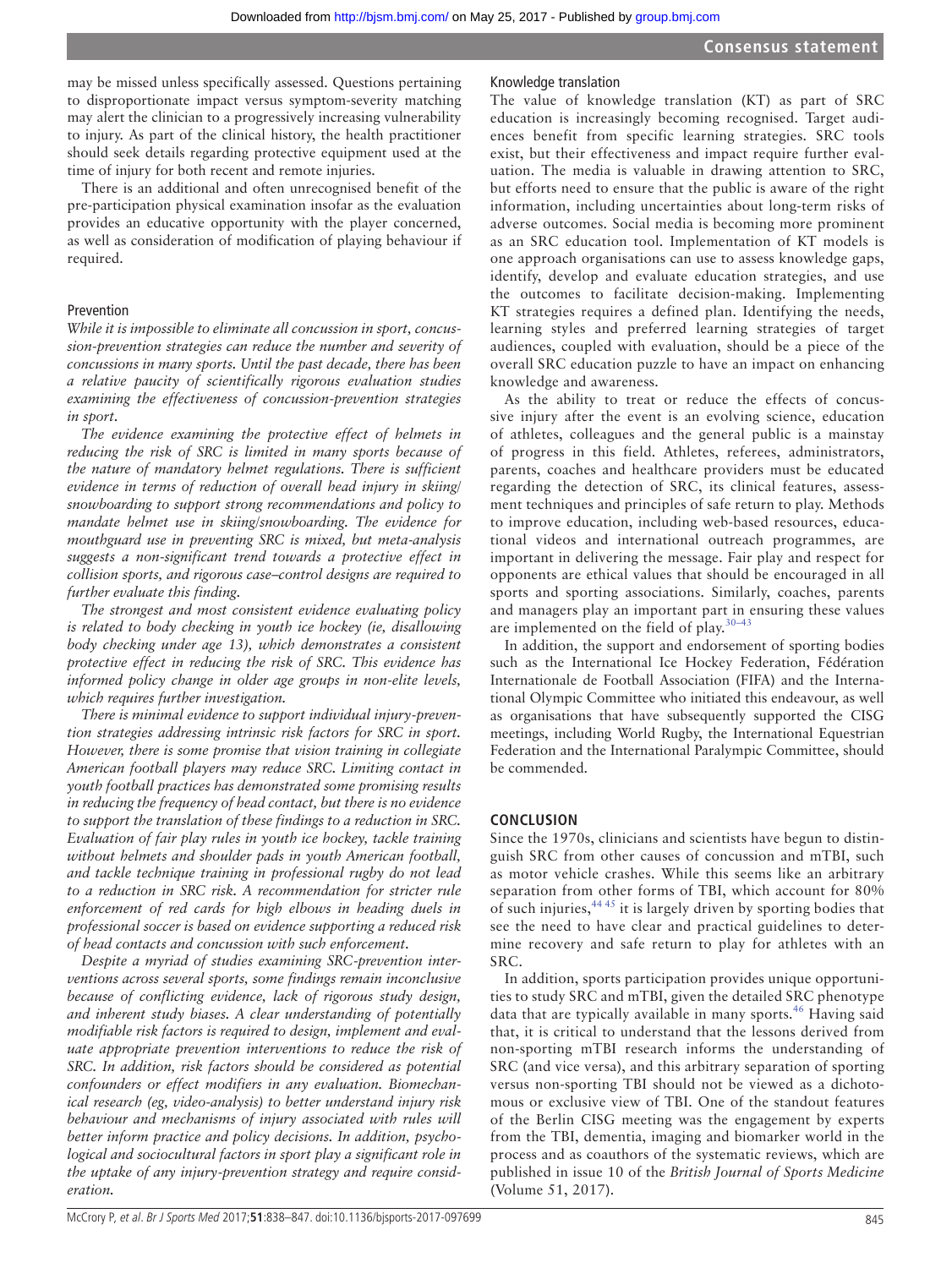may be missed unless specifically assessed. Questions pertaining to disproportionate impact versus symptom-severity matching may alert the clinician to a progressively increasing vulnerability to injury. As part of the clinical history, the health practitioner should seek details regarding protective equipment used at the time of injury for both recent and remote injuries.

There is an additional and often unrecognised benefit of the pre-participation physical examination insofar as the evaluation provides an educative opportunity with the player concerned, as well as consideration of modification of playing behaviour if required.

### Prevention

*While it is impossible to eliminate all concussion in sport, concussion-prevention strategies can reduce the number and severity of concussions in many sports. Until the past decade, there has been a relative paucity of scientifically rigorous evaluation studies examining the effectiveness of concussion-prevention strategies in sport.*

*The evidence examining the protective effect of helmets in reducing the risk of SRC is limited in many sports because of the nature of mandatory helmet regulations. There is sufficient evidence in terms of reduction of overall head injury in skiing/snowboarding to support strong recommendations and policy to mandate helmet use in skiing/snowboarding. The evidence for mouthguard use in preventing SRC is mixed, but meta-analysis suggests a non-significant trend towards a protective effect in collision sports, and rigorous case–control designs are required to further evaluate this finding.*

*The strongest and most consistent evidence evaluating policy is related to body checking in youth ice hockey (ie, disallowing body checking under age 13), which demonstrates a consistent protective effect in reducing the risk of SRC. This evidence has informed policy change in older age groups in non-elite levels, which requires further investigation.*

*There is minimal evidence to support individual injury-prevention strategies addressing intrinsic risk factors for SRC in sport. However, there is some promise that vision training in collegiate American football players may reduce SRC. Limiting contact in youth football practices has demonstrated some promising results in reducing the frequency of head contact, but there is no evidence to support the translation of these findings to a reduction in SRC. Evaluation of fair play rules in youth ice hockey, tackle training without helmets and shoulder pads in youth American football, and tackle technique training in professional rugby do not lead to a reduction in SRC risk. A recommendation for stricter rule enforcement of red cards for high elbows in heading duels in professional soccer is based on evidence supporting a reduced risk of head contacts and concussion with such enforcement.*

*Despite a myriad of studies examining SRC-prevention interventions across several sports, some findings remain inconclusive because of conflicting evidence, lack of rigorous study design, and inherent study biases. A clear understanding of potentially modifiable risk factors is required to design, implement and evaluate appropriate prevention interventions to reduce the risk of SRC. In addition, risk factors should be considered as potential confounders or effect modifiers in any evaluation. Biomechanical research (eg, video-analysis) to better understand injury risk behaviour and mechanisms of injury associated with rules will better inform practice and policy decisions. In addition, psychological and sociocultural factors in sport play a significant role in the uptake of any injury-prevention strategy and require consideration.*

### Knowledge translation

The value of knowledge translation (KT) as part of SRC education is increasingly becoming recognised. Target audiences benefit from specific learning strategies. SRC tools exist, but their effectiveness and impact require further evaluation. The media is valuable in drawing attention to SRC, but efforts need to ensure that the public is aware of the right information, including uncertainties about long-term risks of adverse outcomes. Social media is becoming more prominent as an SRC education tool. Implementation of KT models is one approach organisations can use to assess knowledge gaps, identify, develop and evaluate education strategies, and use the outcomes to facilitate decision-making. Implementing KT strategies requires a defined plan. Identifying the needs, learning styles and preferred learning strategies of target audiences, coupled with evaluation, should be a piece of the overall SRC education puzzle to have an impact on enhancing knowledge and awareness.

As the ability to treat or reduce the effects of concussive injury after the event is an evolving science, education of athletes, colleagues and the general public is a mainstay of progress in this field. Athletes, referees, administrators, parents, coaches and healthcare providers must be educated regarding the detection of SRC, its clinical features, assessment techniques and principles of safe return to play. Methods to improve education, including web-based resources, educational videos and international outreach programmes, are important in delivering the message. Fair play and respect for opponents are ethical values that should be encouraged in all sports and sporting associations. Similarly, coaches, parents and managers play an important part in ensuring these values are implemented on the field of play.[30–43]

In addition, the support and endorsement of sporting bodies such as the International Ice Hockey Federation, Fédération Internationale de Football Association (FIFA) and the International Olympic Committee who initiated this endeavour, as well as organisations that have subsequently supported the CISG meetings, including World Rugby, the International Equestrian Federation and the International Paralympic Committee, should be commended.

## CONCLUSION

Since the 1970s, clinicians and scientists have begun to distinguish SRC from other causes of concussion and mTBI, such as motor vehicle crashes. While this seems like an arbitrary separation from other forms of TBI, which account for 80% of such injuries,[44,45] it is largely driven by sporting bodies that see the need to have clear and practical guidelines to determine recovery and safe return to play for athletes with an SRC.

In addition, sports participation provides unique opportunities to study SRC and mTBI, given the detailed SRC phenotype data that are typically available in many sports.[46] Having said that, it is critical to understand that the lessons derived from non-sporting mTBI research informs the understanding of SRC (and vice versa), and this arbitrary separation of sporting versus non-sporting TBI should not be viewed as a dichotomous or exclusive view of TBI. One of the standout features of the Berlin CISG meeting was the engagement by experts from the TBI, dementia, imaging and biomarker world in the process and as coauthors of the systematic reviews, which are published in issue 10 of the *British Journal of Sports Medicine* (Volume 51, 2017).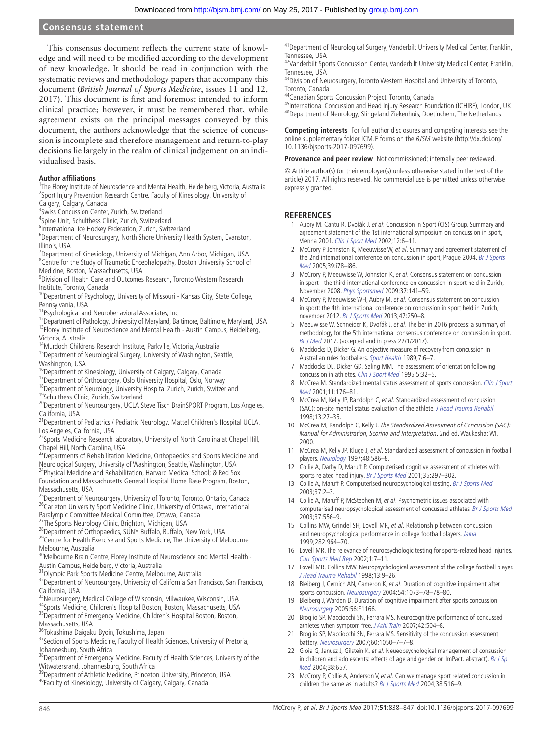This consensus document reflects the current state of knowledge and will need to be modified according to the development of new knowledge. It should be read in conjunction with the systematic reviews and methodology papers that accompany this document (*British Journal of Sports Medicine*, issues 11 and 12, 2017). This document is first and foremost intended to inform clinical practice; however, it must be remembered that, while agreement exists on the principal messages conveyed by this document, the authors acknowledge that the science of concussion is incomplete and therefore management and return-to-play decisions lie largely in the realm of clinical judgement on an individualised basis.

**Author affiliations**

[1]The Florey Institute of Neuroscience and Mental Health, Heidelberg, Victoria, Australia
[2]Sport Injury Prevention Research Centre, Faculty of Kinesiology, University of Calgary, Calgary, Canada
[3]Swiss Concussion Center, Zurich, Switzerland
[4]Spine Unit, Schulthess Clinic, Zurich, Switzerland
[5]International Ice Hockey Federation, Zurich, Switzerland
[6]Department of Neurosurgery, North Shore University Health System, Evanston, Illinois, USA
[7]Department of Kinesiology, University of Michigan, Ann Arbor, Michigan, USA
[8]Centre for the Study of Traumatic Encephalopathy, Boston University School of Medicine, Boston, Massachusetts, USA
[9]Division of Health Care and Outcomes Research, Toronto Western Research Institute, Toronto, Canada
[10]Department of Psychology, University of Missouri - Kansas City, State College, Pennsylvania, USA
[11]Psychological and Neurobehavioral Associates, Inc
[12]Department of Pathology, University of Maryland, Baltimore, Baltimore, Maryland, USA
[13]Florey Institute of Neuroscience and Mental Health - Austin Campus, Heidelberg, Victoria, Australia
[14]Murdoch Childrens Research Institute, Parkville, Victoria, Australia
[15]Department of Neurological Surgery, University of Washington, Seattle, Washington, USA
[16]Department of Kinesiology, University of Calgary, Calgary, Canada
[17]Department of Orthosurgery, Oslo University Hospital, Oslo, Norway
[18]Department of Neurology, University Hospital Zurich, Zurich, Switzerland
[19]Schulthess Clinic, Zurich, Switzerland
[20]Department of Neurosurgery, UCLA Steve Tisch BrainSPORT Program, Los Angeles, California, USA
[21]Department of Pediatrics / Pediatric Neurology, Mattel Children's Hospital UCLA, Los Angeles, California, USA
[22]Sports Medicine Research laboratory, University of North Carolina at Chapel Hill, Chapel Hill, North Carolina, USA
[23]Departments of Rehabilitation Medicine, Orthopaedics and Sports Medicine and Neurological Surgery, University of Washington, Seattle, Washington, USA
[24]Physical Medicine and Rehabilitation, Harvard Medical School; & Red Sox Foundation and Massachusetts General Hospital Home Base Program, Boston, Massachusetts, USA
[25]Department of Neurosurgery, University of Toronto, Toronto, Ontario, Canada
[26]Carleton University Sport Medicine Clinic, University of Ottawa, International Paralympic Committee Medical Committee, Ottawa, Canada
[27]The Sports Neurology Clinic, Brighton, Michigan, USA
[28]Department of Orthopaedics, SUNY Buffalo, Buffalo, New York, USA
[29]Centre for Health Exercise and Sports Medicine, The University of Melbourne, Melbourne, Australia
[30]Melbourne Brain Centre, Florey Institute of Neuroscience and Mental Health - Austin Campus, Heidelberg, Victoria, Australia
[31]Olympic Park Sports Medicine Centre, Melbourne, Australia
[32]Department of Neurosurgery, University of California San Francisco, San Francisco, California, USA
[33]Neurosurgery, Medical College of Wisconsin, Milwaukee, Wisconsin, USA
[34]Sports Medicine, Children's Hospital Boston, Boston, Massachusetts, USA
[35]Department of Emergency Medicine, Children's Hospital Boston, Boston, Massachusetts, USA
[36]Tokushima Daigaku Byoin, Tokushima, Japan
[37]Section of Sports Medicine, Faculty of Health Sciences, University of Pretoria, Johannesburg, South Africa
[38]Department of Emergency Medicine. Faculty of Health Sciences, University of the Witwatersrand, Johannesburg, South Africa
[39]Department of Athletic Medicine, Princeton University, Princeton, USA
[40]Faculty of Kinesiology, University of Calgary, Calgary, Canada
[41]Department of Neurological Surgery, Vanderbilt University Medical Center, Franklin, Tennessee, USA
[42]Vanderbilt Sports Concussion Center, Vanderbilt University Medical Center, Franklin, Tennessee, USA
[43]Division of Neurosurgery, Toronto Western Hospital and University of Toronto, Toronto, Canada
[44]Canadian Sports Concussion Project, Toronto, Canada
[45]International Concussion and Head Injury Research Foundation (ICHIRF), London, UK
[46]Department of Neurology, Slingeland Ziekenhuis, Doetinchem, The Netherlands

**Competing interests** For full author disclosures and competing interests see the online supplementary folder ICMJE forms on the *BJSM* website (http://dx.doi.org/10.1136/bjsports-2017-097699).

**Provenance and peer review** Not commissioned; internally peer reviewed.

© Article author(s) (or their employer(s) unless otherwise stated in the text of the article) 2017. All rights reserved. No commercial use is permitted unless otherwise expressly granted.

## REFERENCES

1. Aubry M, Cantu R, Dvořák J, *et al*; Concussion in Sport (CIS) Group. Summary and agreement statement of the 1st international symposium on concussion in sport, Vienna 2001. *Clin J Sport Med* 2002;12:6–11.
2. McCrory P Johnston K, Meeuwisse W, *et al*. Summary and agreement statement of the 2nd international conference on concussion in sport, Prague 2004. *Br J Sports Med* 2005;39:i78–i86.
3. McCrory P, Meeuwisse W, Johnston K, *et al*. Consensus statement on concussion in sport - the third international conference on concussion in sport held in Zurich, November 2008. *Phys Sportsmed* 2009;37:141–59.
4. McCrory P, Meeuwisse WH, Aubry M, *et al*. Consensus statement on concussion in sport: the 4th international conference on concussion in sport held in Zurich, november 2012. *Br J Sports Med* 2013;47:250–8.
5. Meeuwisse W, Schneider K, Dvořák J, *et al*. The berlin 2016 process: a summary of methodology for the 5th international consensus conference on concussion in sport. *Br J Med* 2017. (accepted and in press 22/1/2017).
6. Maddocks D, Dicker G. An objective measure of recovery from concussion in Australian rules footballers. *Sport Health* 1989;7:6–7.
7. Maddocks DL, Dicker GD, Saling MM. The assessment of orientation following concussion in athletes. *Clin J Sport Med* 1995;5:32–5.
8. McCrea M. Standardized mental status assessment of sports concussion. *Clin J Sport Med* 2001;11:176–81.
9. McCrea M, Kelly JP, Randolph C, *et al*. Standardized assessment of concussion (SAC): on-site mental status evaluation of the athlete. *J Head Trauma Rehabil* 1998;13:27–35.
10. McCrea M, Randolph C, Kelly J. *The Standardized Assessment of Concussion (SAC): Manual for Administration, Scoring and Interpretation*. 2nd ed. Waukesha: WI, 2000.
11. McCrea M, Kelly JP, Kluge J, *et al*. Standardized assessment of concussion in football players. *Neurology* 1997;48:586–8.
12. Collie A, Darby D, Maruff P. Computerised cognitive assessment of athletes with sports related head injury. *Br J Sports Med* 2001;35:297–302.
13. Collie A, Maruff P. Computerised neuropsychological testing. *Br J Sports Med* 2003;37:2–3.
14. Collie A, Maruff P, McStephen M, *et al*. Psychometric issues associated with computerised neuropsychological assessment of concussed athletes. *Br J Sports Med* 2003;37:556–9.
15. Collins MW, Grindel SH, Lovell MR, *et al*. Relationship between concussion and neuropsychological performance in college football players. *Jama* 1999;282:964–70.
16. Lovell MR. The relevance of neuropsychologic testing for sports-related head injuries. *Curr Sports Med Rep* 2002;1:7–11.
17. Lovell MR, Collins MW. Neuropsychological assessment of the college football player. *J Head Trauma Rehabil* 1998;13:9–26.
18. Bleiberg J, Cernich AN, Cameron K, *et al*. Duration of cognitive impairment after sports concussion. *Neurosurgery* 2004;54:1073–78–78–80.
19. Bleiberg J, Warden D. Duration of cognitive impairment after sports concussion. *Neurosurgery* 2005;56:E1166.
20. Broglio SP, Macciocchi SN, Ferrara MS. Neurocognitive performance of concussed athletes when symptom free. *J Athl Train* 2007;42:504–8.
21. Broglio SP, Macciocchi SN, Ferrara MS. Sensitivity of the concussion assessment battery. *Neurosurgery* 2007;60:1050–7–7–8.
22. Gioia G, Janusz J, Gilstein K, *et al*. Neueopsychological management of consussion in children and adolescents: effects of age and gender on ImPact. abstract). *Br J Sp Med* 2004;38:657.
23. McCrory P, Collie A, Anderson V, *et al*. Can we manage sport related concussion in children the same as in adults? *Br J Sports Med* 2004;38:516–9.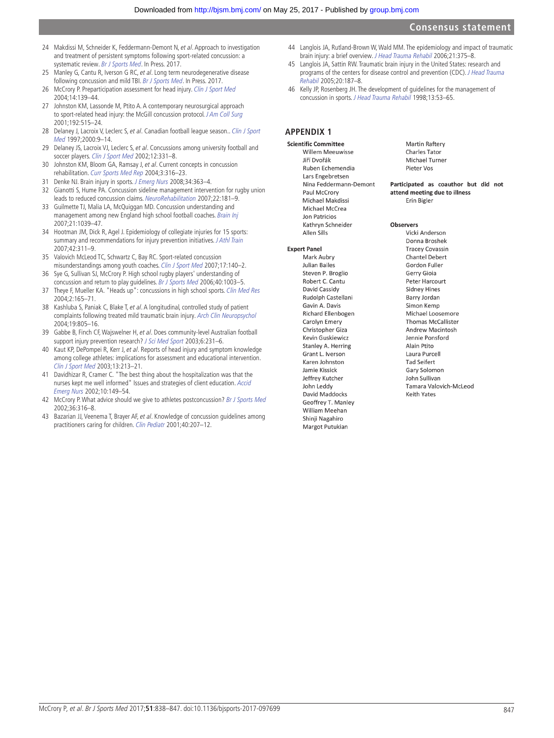24 Makdissi M, Schneider K, Feddermann-Demont N, *et al*. Approach to investigation and treatment of persistent symptoms following sport-related concussion: a systematic review. *Br J Sports Med*. In Press. 2017.

25 Manley G, Cantu R, Iverson G RC, *et al*. Long term neurodegenerative disease following concussion and mild TBI. *Br J Sports Med*. In Press. 2017.

26 McCrory P. Preparticipation assessment for head injury. *Clin J Sport Med* 2004;14:139–44.

27 Johnston KM, Lassonde M, Ptito A. A contemporary neurosurgical approach to sport-related head injury: the McGill concussion protocol. *J Am Coll Surg* 2001;192:515–24.

28 Delaney J, Lacroix V, Leclerc S, *et al*. Canadian football league season.. *Clin J Sport Med* 1997;2000:9–14.

29 Delaney JS, Lacroix VJ, Leclerc S, *et al*. Concussions among university football and soccer players. *Clin J Sport Med* 2002;12:331–8.

30 Johnston KM, Bloom GA, Ramsay J, *et al*. Current concepts in concussion rehabilitation. *Curr Sports Med Rep* 2004;3:316–23.

31 Denke NJ. Brain injury in sports. *J Emerg Nurs* 2008;34:363–4.

32 Gianotti S, Hume PA. Concussion sideline management intervention for rugby union leads to reduced concussion claims. *NeuroRehabilitation* 2007;22:181–9.

33 Guilmette TJ, Malia LA, McQuiggan MD. Concussion understanding and management among new England high school football coaches. *Brain Inj* 2007;21:1039–47.

34 Hootman JM, Dick R, Agel J. Epidemiology of collegiate injuries for 15 sports: summary and recommendations for injury prevention initiatives. *J Athl Train* 2007;42:311–9.

35 Valovich McLeod TC, Schwartz C, Bay RC. Sport-related concussion misunderstandings among youth coaches. *Clin J Sport Med* 2007;17:140–2.

36 Sye G, Sullivan SJ, McCrory P. High school rugby players' understanding of concussion and return to play guidelines. *Br J Sports Med* 2006;40:1003–5.

37 Theye F, Mueller KA. "Heads up": concussions in high school sports. *Clin Med Res* 2004;2:165–71.

38 Kashluba S, Paniak C, Blake T, *et al*. A longitudinal, controlled study of patient complaints following treated mild traumatic brain injury. *Arch Clin Neuropsychol* 2004;19:805–16.

39 Gabbe B, Finch CF, Wajswelner H, *et al*. Does community-level Australian football support injury prevention research? *J Sci Med Sport* 2003;6:231–6.

40 Kaut KP, DePompei R, Kerr J, *et al*. Reports of head injury and symptom knowledge among college athletes: implications for assessment and educational intervention. *Clin J Sport Med* 2003;13:213–21.

41 Davidhizar R, Cramer C. "The best thing about the hospitalization was that the nurses kept me well informed" Issues and strategies of client education. *Accid Emerg Nurs* 2002;10:149–54.

42 McCrory P. What advice should we give to athletes postconcussion? *Br J Sports Med* 2002;36:316–8.

43 Bazarian JJ, Veenema T, Brayer AF, *et al*. Knowledge of concussion guidelines among practitioners caring for children. *Clin Pediatr* 2001;40:207–12.

44 Langlois JA, Rutland-Brown W, Wald MM. The epidemiology and impact of traumatic brain injury: a brief overview. *J Head Trauma Rehabil* 2006;21:375–8.

45 Langlois JA, Sattin RW. Traumatic brain injury in the United States: research and programs of the centers for disease control and prevention (CDC). *J Head Trauma Rehabil* 2005;20:187–8.

46 Kelly JP, Rosenberg JH. The development of guidelines for the management of concussion in sports. *J Head Trauma Rehabil* 1998;13:53–65.

## APPENDIX 1

**Scientific Committee**

Willem Meeuwisse
Jiří Dvořák
Ruben Echemendia
Lars Engebretsen
Nina Feddermann-Demont
Paul McCrory
Michael Makdissi
Michael McCrea
Jon Patricios
Kathryn Schneider
Allen Sills
Martin Raftery
Charles Tator
Michael Turner
Pieter Vos

**Participated as coauthor but did not attend meeting due to illness**

Erin Bigler

**Expert Panel**

Mark Aubry
Julian Bailes
Steven P. Broglio
Robert C. Cantu
David Cassidy
Rudolph Castellani
Gavin A. Davis
Richard Ellenbogen
Carolyn Emery
Christopher Giza
Kevin Guskiewicz
Stanley A. Herring
Grant L. Iverson
Karen Johnston
Jamie Kissick
Jeffrey Kutcher
John Leddy
David Maddocks
Geoffrey T. Manley
William Meehan
Shinji Nagahiro
Margot Putukian

**Observers**

Vicki Anderson
Donna Broshek
Tracey Covassin
Chantel Debert
Gordon Fuller
Gerry Gioia
Peter Harcourt
Sidney Hines
Barry Jordan
Simon Kemp
Michael Loosemore
Thomas McCallister
Andrew Macintosh
Jennie Ponsford
Alain Ptito
Laura Purcell
Tad Seifert
Gary Solomon
John Sullivan
Tamara Valovich-McLeod
Keith Yates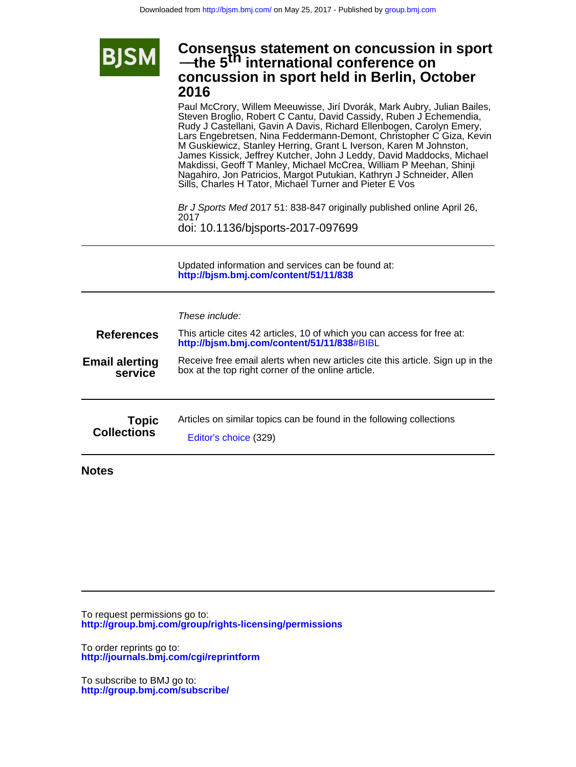Downloaded from http://bjsm.bmj.com/ on May 25, 2017 - Published by group.bmj.com

BJSM

# Consensus statement on concussion in sport —the 5th international conference on concussion in sport held in Berlin, October 2016

Paul McCrory, Willem Meeuwisse, Jirí Dvorák, Mark Aubry, Julian Bailes, Steven Broglio, Robert C Cantu, David Cassidy, Ruben J Echemendia, Rudy J Castellani, Gavin A Davis, Richard Ellenbogen, Carolyn Emery, Lars Engebretsen, Nina Feddermann-Demont, Christopher C Giza, Kevin M Guskiewicz, Stanley Herring, Grant L Iverson, Karen M Johnston, James Kissick, Jeffrey Kutcher, John J Leddy, David Maddocks, Michael Makdissi, Geoff T Manley, Michael McCrea, William P Meehan, Shinji Nagahiro, Jon Patricios, Margot Putukian, Kathryn J Schneider, Allen Sills, Charles H Tator, Michael Turner and Pieter E Vos

*Br J Sports Med* 2017 51: 838-847 originally published online April 26, 2017
doi: 10.1136/bjsports-2017-097699

---

Updated information and services can be found at:
**http://bjsm.bmj.com/content/51/11/838**

---

*These include:*

**References**
This article cites 42 articles, 10 of which you can access for free at:
**http://bjsm.bmj.com/content/51/11/838**#BIBL

**Email alerting service**
Receive free email alerts when new articles cite this article. Sign up in the box at the top right corner of the online article.

---

**Topic Collections**
Articles on similar topics can be found in the following collections

Editor's choice (329)

---

## Notes

---

To request permissions go to:
**http://group.bmj.com/group/rights-licensing/permissions**

To order reprints go to:
**http://journals.bmj.com/cgi/reprintform**

To subscribe to BMJ go to:
**http://group.bmj.com/subscribe/**